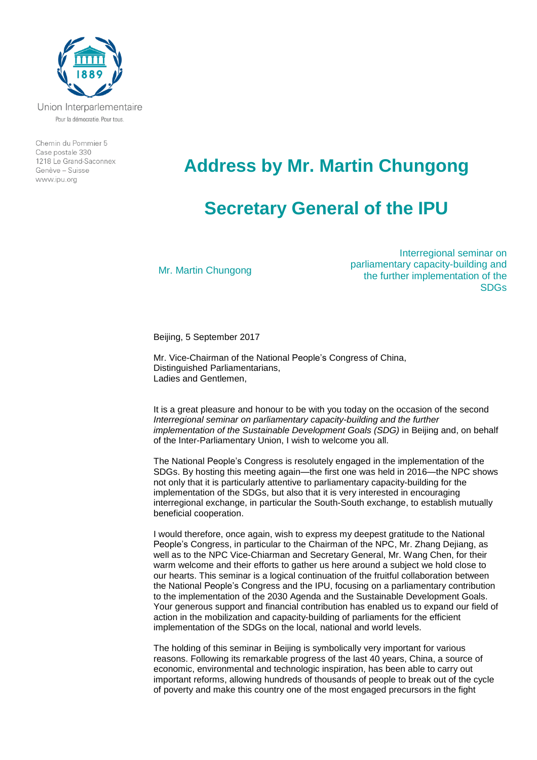Union Interparlementaire

Pour la démocratie. Pour tous.

Chemin du Pommier 5
Case postale 330
1218 Le Grand-Saconnex
Genève – Suisse
www.ipu.org

# Address by Mr. Martin Chungong

# Secretary General of the IPU

Mr. Martin Chungong

Interregional seminar on parliamentary capacity-building and the further implementation of the SDGs

Beijing, 5 September 2017

Mr. Vice-Chairman of the National People's Congress of China,
Distinguished Parliamentarians,
Ladies and Gentlemen,

It is a great pleasure and honour to be with you today on the occasion of the second *Interregional seminar on parliamentary capacity-building and the further implementation of the Sustainable Development Goals (SDG)* in Beijing and, on behalf of the Inter-Parliamentary Union, I wish to welcome you all.

The National People's Congress is resolutely engaged in the implementation of the SDGs. By hosting this meeting again—the first one was held in 2016—the NPC shows not only that it is particularly attentive to parliamentary capacity-building for the implementation of the SDGs, but also that it is very interested in encouraging interregional exchange, in particular the South-South exchange, to establish mutually beneficial cooperation.

I would therefore, once again, wish to express my deepest gratitude to the National People's Congress, in particular to the Chairman of the NPC, Mr. Zhang Dejiang, as well as to the NPC Vice-Chairman and Secretary General, Mr. Wang Chen, for their warm welcome and their efforts to gather us here around a subject we hold close to our hearts. This seminar is a logical continuation of the fruitful collaboration between the National People's Congress and the IPU, focusing on a parliamentary contribution to the implementation of the 2030 Agenda and the Sustainable Development Goals. Your generous support and financial contribution has enabled us to expand our field of action in the mobilization and capacity-building of parliaments for the efficient implementation of the SDGs on the local, national and world levels.

The holding of this seminar in Beijing is symbolically very important for various reasons. Following its remarkable progress of the last 40 years, China, a source of economic, environmental and technologic inspiration, has been able to carry out important reforms, allowing hundreds of thousands of people to break out of the cycle of poverty and make this country one of the most engaged precursors in the fight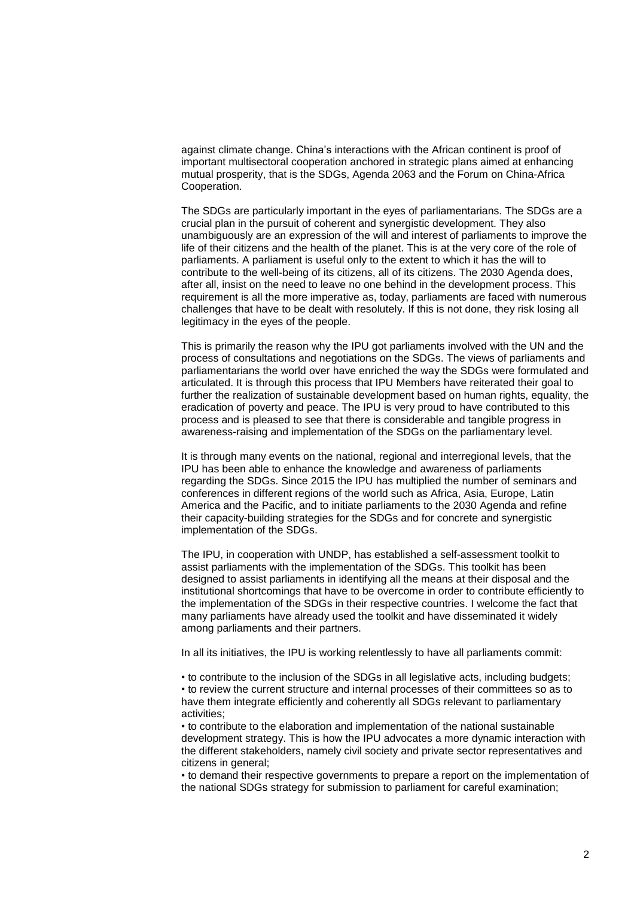against climate change. China's interactions with the African continent is proof of important multisectoral cooperation anchored in strategic plans aimed at enhancing mutual prosperity, that is the SDGs, Agenda 2063 and the Forum on China-Africa Cooperation.

The SDGs are particularly important in the eyes of parliamentarians. The SDGs are a crucial plan in the pursuit of coherent and synergistic development. They also unambiguously are an expression of the will and interest of parliaments to improve the life of their citizens and the health of the planet. This is at the very core of the role of parliaments. A parliament is useful only to the extent to which it has the will to contribute to the well-being of its citizens, all of its citizens. The 2030 Agenda does, after all, insist on the need to leave no one behind in the development process. This requirement is all the more imperative as, today, parliaments are faced with numerous challenges that have to be dealt with resolutely. If this is not done, they risk losing all legitimacy in the eyes of the people.

This is primarily the reason why the IPU got parliaments involved with the UN and the process of consultations and negotiations on the SDGs. The views of parliaments and parliamentarians the world over have enriched the way the SDGs were formulated and articulated. It is through this process that IPU Members have reiterated their goal to further the realization of sustainable development based on human rights, equality, the eradication of poverty and peace. The IPU is very proud to have contributed to this process and is pleased to see that there is considerable and tangible progress in awareness-raising and implementation of the SDGs on the parliamentary level.

It is through many events on the national, regional and interregional levels, that the IPU has been able to enhance the knowledge and awareness of parliaments regarding the SDGs. Since 2015 the IPU has multiplied the number of seminars and conferences in different regions of the world such as Africa, Asia, Europe, Latin America and the Pacific, and to initiate parliaments to the 2030 Agenda and refine their capacity-building strategies for the SDGs and for concrete and synergistic implementation of the SDGs.

The IPU, in cooperation with UNDP, has established a self-assessment toolkit to assist parliaments with the implementation of the SDGs. This toolkit has been designed to assist parliaments in identifying all the means at their disposal and the institutional shortcomings that have to be overcome in order to contribute efficiently to the implementation of the SDGs in their respective countries. I welcome the fact that many parliaments have already used the toolkit and have disseminated it widely among parliaments and their partners.

In all its initiatives, the IPU is working relentlessly to have all parliaments commit:

- to contribute to the inclusion of the SDGs in all legislative acts, including budgets;
- to review the current structure and internal processes of their committees so as to have them integrate efficiently and coherently all SDGs relevant to parliamentary activities;
- to contribute to the elaboration and implementation of the national sustainable development strategy. This is how the IPU advocates a more dynamic interaction with the different stakeholders, namely civil society and private sector representatives and citizens in general;
- to demand their respective governments to prepare a report on the implementation of the national SDGs strategy for submission to parliament for careful examination;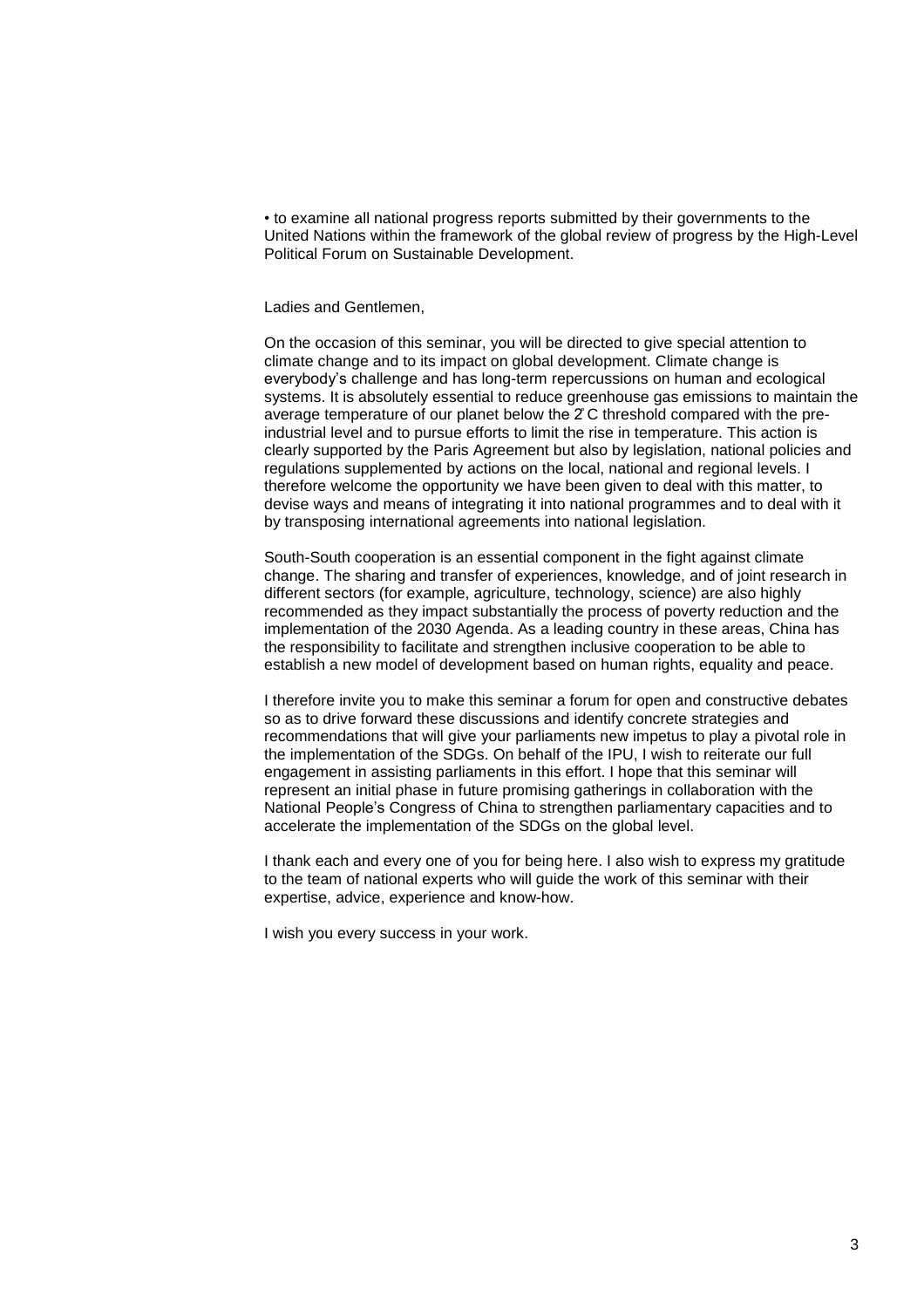• to examine all national progress reports submitted by their governments to the United Nations within the framework of the global review of progress by the High-Level Political Forum on Sustainable Development.

Ladies and Gentlemen,

On the occasion of this seminar, you will be directed to give special attention to climate change and to its impact on global development. Climate change is everybody's challenge and has long-term repercussions on human and ecological systems. It is absolutely essential to reduce greenhouse gas emissions to maintain the average temperature of our planet below the 2°C threshold compared with the pre-industrial level and to pursue efforts to limit the rise in temperature. This action is clearly supported by the Paris Agreement but also by legislation, national policies and regulations supplemented by actions on the local, national and regional levels. I therefore welcome the opportunity we have been given to deal with this matter, to devise ways and means of integrating it into national programmes and to deal with it by transposing international agreements into national legislation.

South-South cooperation is an essential component in the fight against climate change. The sharing and transfer of experiences, knowledge, and of joint research in different sectors (for example, agriculture, technology, science) are also highly recommended as they impact substantially the process of poverty reduction and the implementation of the 2030 Agenda. As a leading country in these areas, China has the responsibility to facilitate and strengthen inclusive cooperation to be able to establish a new model of development based on human rights, equality and peace.

I therefore invite you to make this seminar a forum for open and constructive debates so as to drive forward these discussions and identify concrete strategies and recommendations that will give your parliaments new impetus to play a pivotal role in the implementation of the SDGs. On behalf of the IPU, I wish to reiterate our full engagement in assisting parliaments in this effort. I hope that this seminar will represent an initial phase in future promising gatherings in collaboration with the National People's Congress of China to strengthen parliamentary capacities and to accelerate the implementation of the SDGs on the global level.

I thank each and every one of you for being here. I also wish to express my gratitude to the team of national experts who will guide the work of this seminar with their expertise, advice, experience and know-how.

I wish you every success in your work.